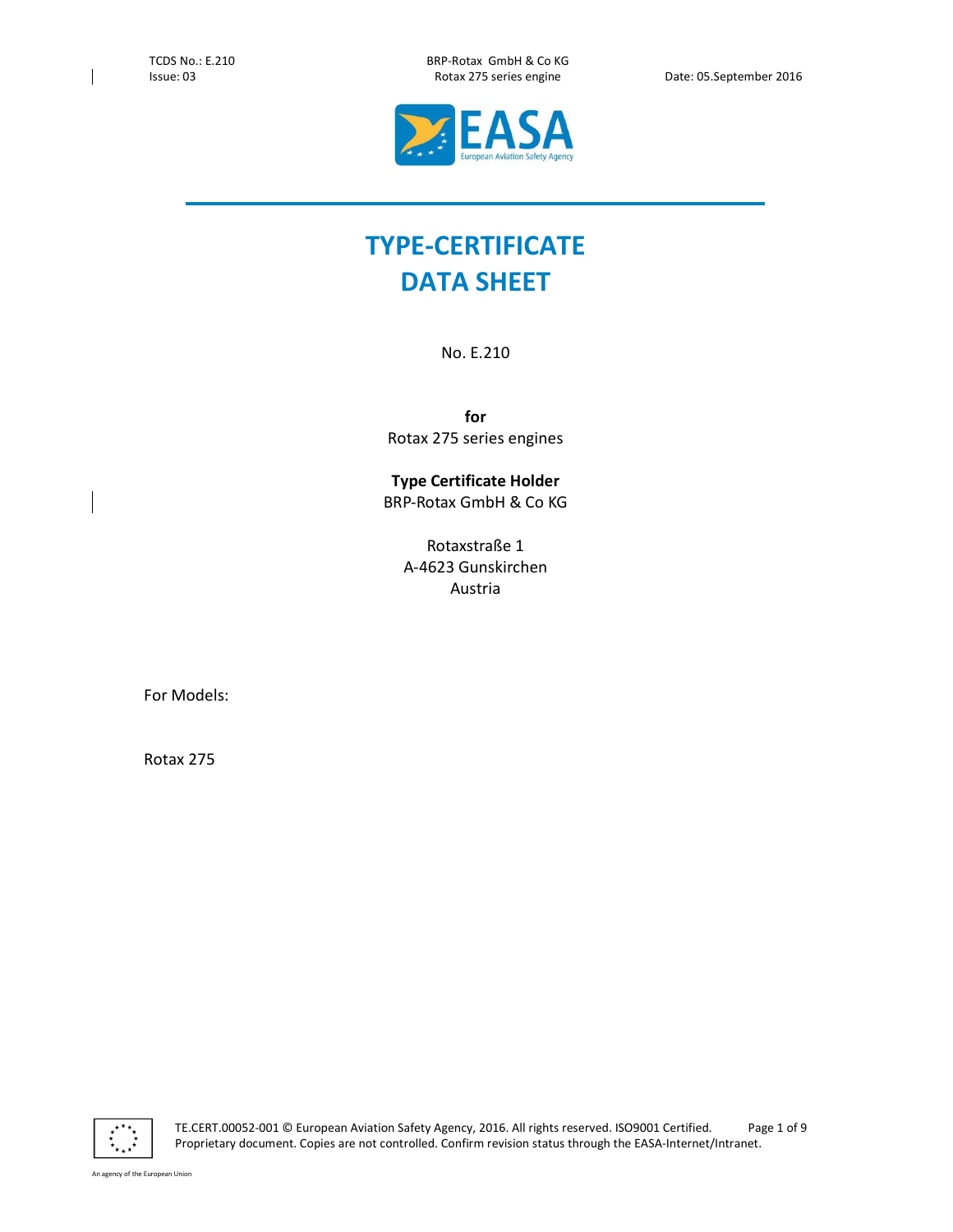# TYPE-CERTIFICATE DATA SHEET

No. E.210

**for**
Rotax 275 series engines

**Type Certificate Holder**
BRP-Rotax GmbH & Co KG

Rotaxstraße 1
A-4623 Gunskirchen
Austria

For Models:

Rotax 275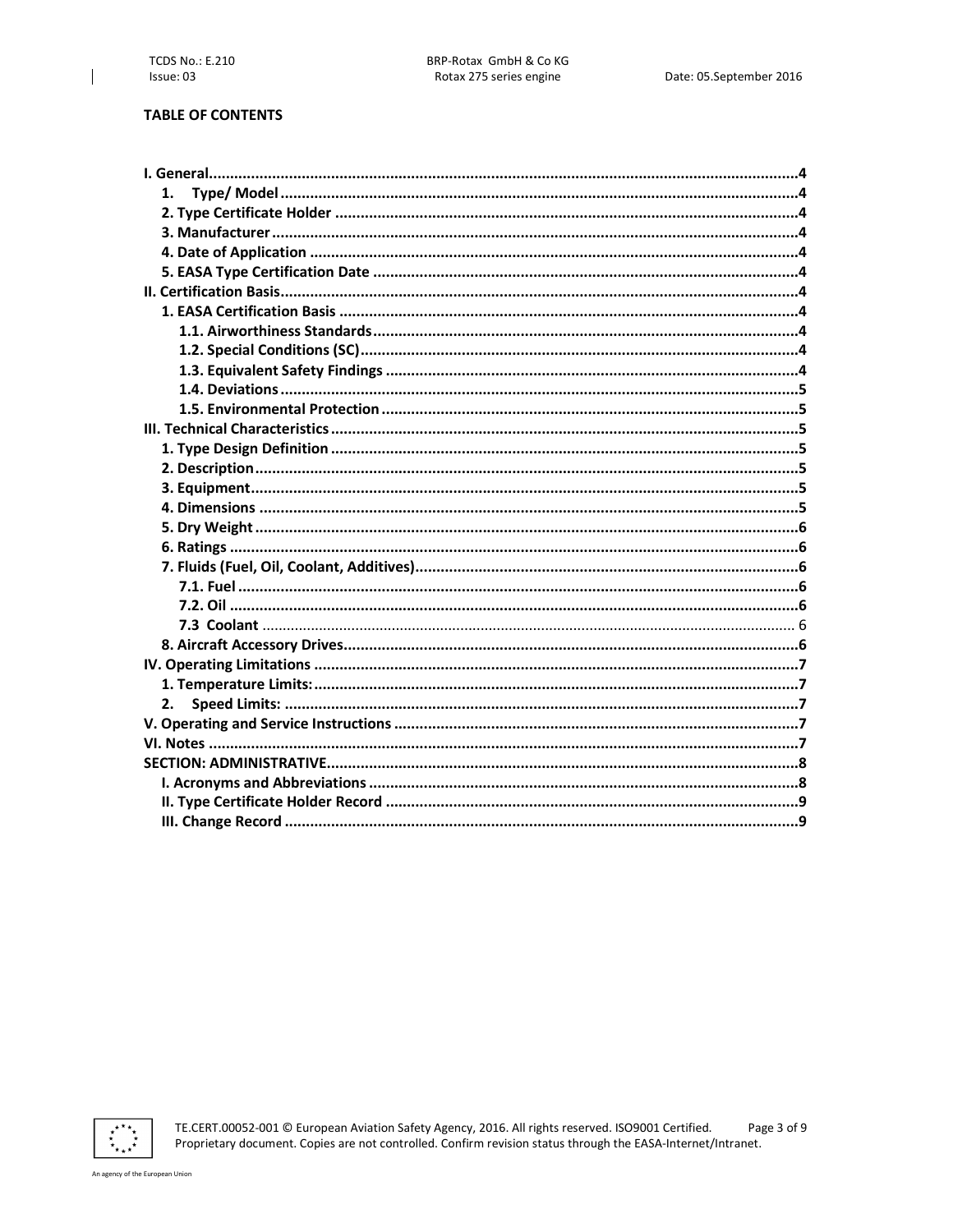**TABLE OF CONTENTS**

- I. General....................................................................................4
  - 1. Type/ Model ....................................................................4
  - 2. Type Certificate Holder ....................................................4
  - 3. Manufacturer ...................................................................4
  - 4. Date of Application ..........................................................4
  - 5. EASA Type Certification Date ............................................4
- II. Certification Basis.....................................................................4
  - 1. EASA Certification Basis ...................................................4
    - 1.1. Airworthiness Standards ...........................................4
    - 1.2. Special Conditions (SC) ..............................................4
    - 1.3. Equivalent Safety Findings ........................................4
    - 1.4. Deviations ..................................................................5
    - 1.5. Environmental Protection ..........................................5
- III. Technical Characteristics ...........................................................5
  - 1. Type Design Definition .....................................................5
  - 2. Description .......................................................................5
  - 3. Equipment .........................................................................5
  - 4. Dimensions .......................................................................5
  - 5. Dry Weight ........................................................................6
  - 6. Ratings ..............................................................................6
  - 7. Fluids (Fuel, Oil, Coolant, Additives) ..................................6
    - 7.1. Fuel ............................................................................6
    - 7.2. Oil ..............................................................................6
    - 7.3 Coolant ........................................................................6
  - 8. Aircraft Accessory Drives ...................................................6
- IV. Operating Limitations ...............................................................7
  - 1. Temperature Limits: ..........................................................7
  - 2. Speed Limits: .....................................................................7
- V. Operating and Service Instructions ............................................7
- VI. Notes .......................................................................................7
- SECTION: ADMINISTRATIVE ...........................................................8
  - I. Acronyms and Abbreviations ...............................................8
  - II. Type Certificate Holder Record ...........................................9
  - III. Change Record ..................................................................9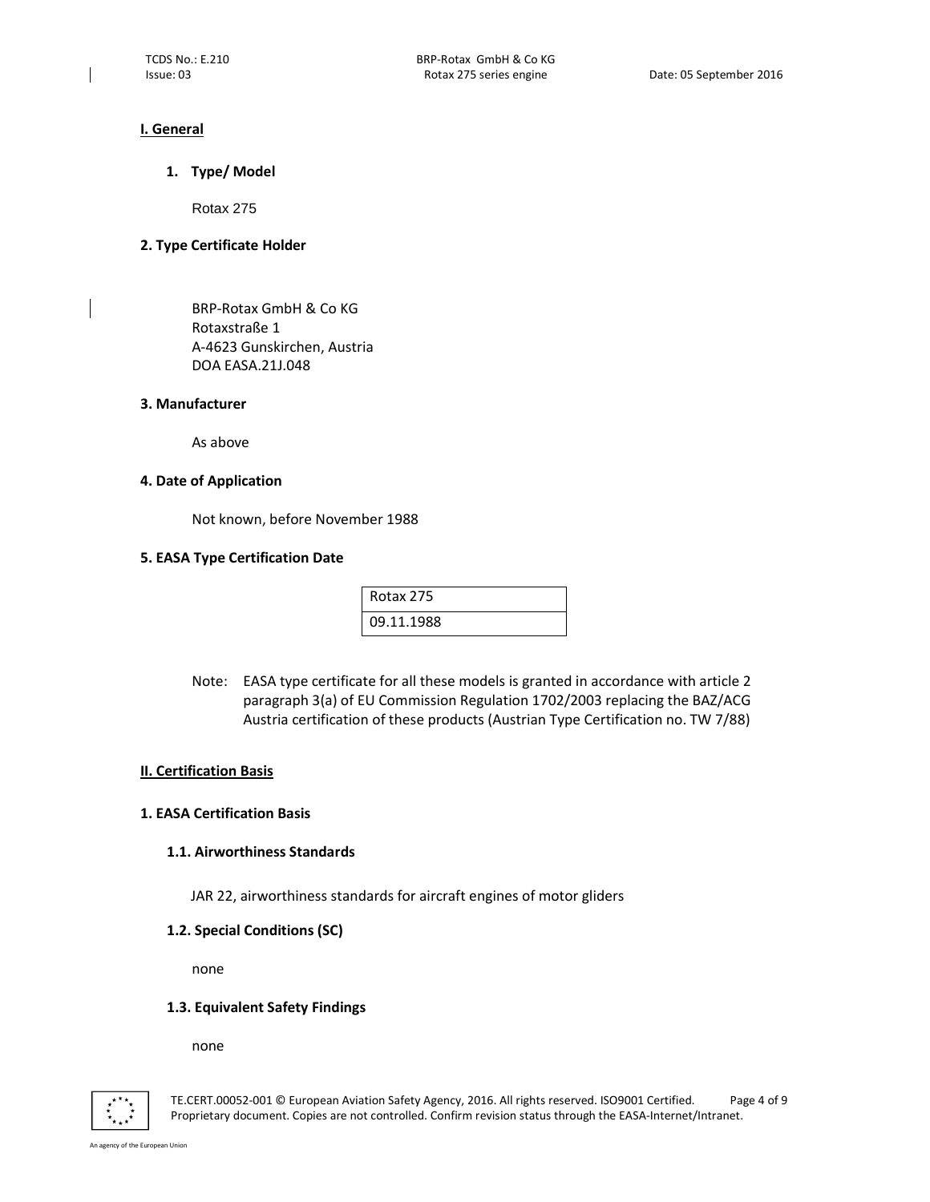## I. General

### 1. Type/ Model

Rotax 275

### 2. Type Certificate Holder

BRP-Rotax GmbH & Co KG
Rotaxstraße 1
A-4623 Gunskirchen, Austria
DOA EASA.21J.048

### 3. Manufacturer

As above

### 4. Date of Application

Not known, before November 1988

### 5. EASA Type Certification Date

| Rotax 275 |
|---|
| 09.11.1988 |

Note: EASA type certificate for all these models is granted in accordance with article 2 paragraph 3(a) of EU Commission Regulation 1702/2003 replacing the BAZ/ACG Austria certification of these products (Austrian Type Certification no. TW 7/88)

## II. Certification Basis

### 1. EASA Certification Basis

#### 1.1. Airworthiness Standards

JAR 22, airworthiness standards for aircraft engines of motor gliders

#### 1.2. Special Conditions (SC)

none

#### 1.3. Equivalent Safety Findings

none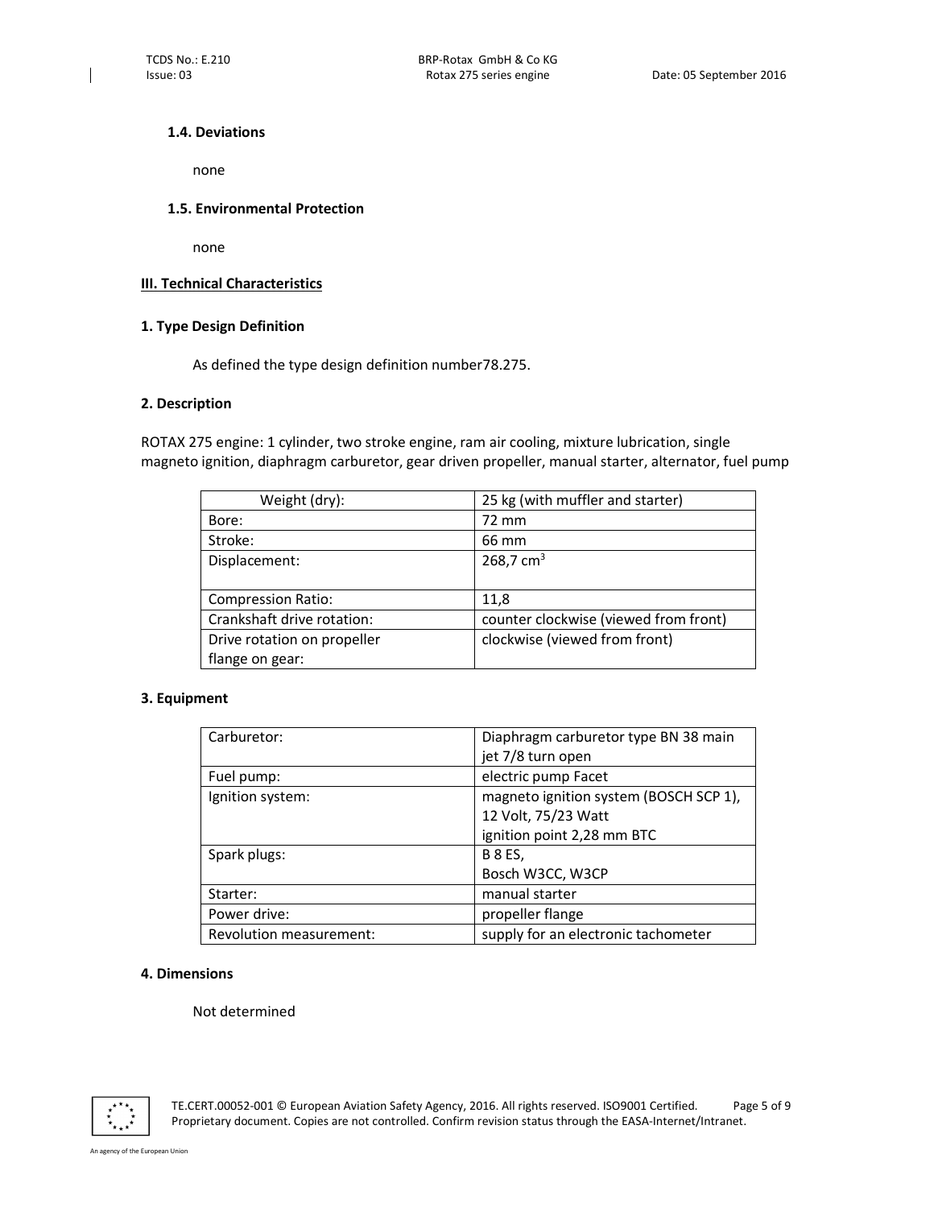#### 1.4. Deviations

none

#### 1.5. Environmental Protection

none

## III. Technical Characteristics

### 1. Type Design Definition

As defined the type design definition number78.275.

### 2. Description

ROTAX 275 engine: 1 cylinder, two stroke engine, ram air cooling, mixture lubrication, single magneto ignition, diaphragm carburetor, gear driven propeller, manual starter, alternator, fuel pump

| Weight (dry): | 25 kg (with muffler and starter) |
|---|---|
| Bore: | 72 mm |
| Stroke: | 66 mm |
| Displacement: | 268,7 $cm^3$ |
| Compression Ratio: | 11,8 |
| Crankshaft drive rotation: | counter clockwise (viewed from front) |
| Drive rotation on propeller flange on gear: | clockwise (viewed from front) |

### 3. Equipment

| Carburetor: | Diaphragm carburetor type BN 38 main jet 7/8 turn open |
|---|---|
| Fuel pump: | electric pump Facet |
| Ignition system: | magneto ignition system (BOSCH SCP 1), 12 Volt, 75/23 Watt<br>ignition point 2,28 mm BTC |
| Spark plugs: | B 8 ES,<br>Bosch W3CC, W3CP |
| Starter: | manual starter |
| Power drive: | propeller flange |
| Revolution measurement: | supply for an electronic tachometer |

### 4. Dimensions

Not determined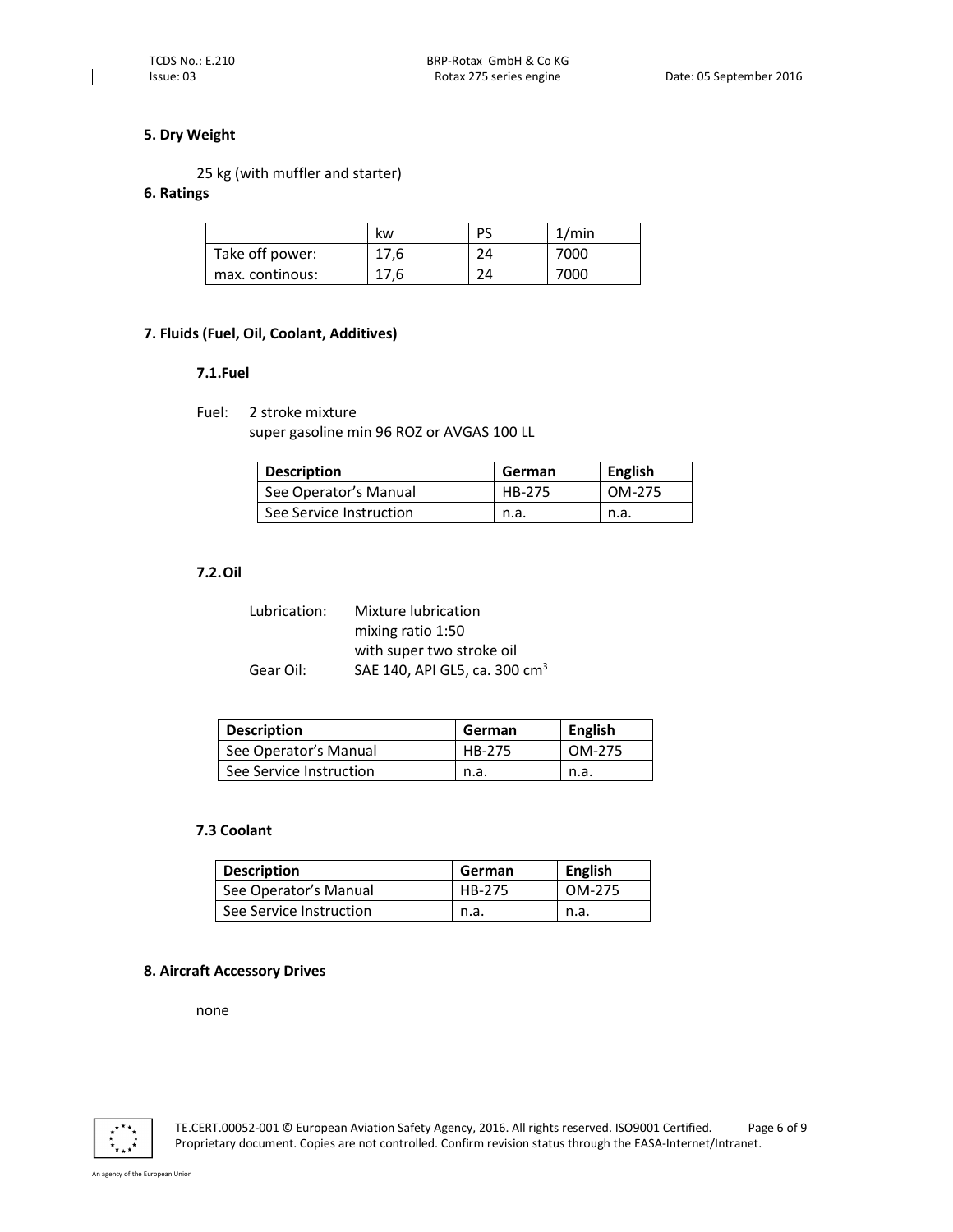## 5. Dry Weight

25 kg (with muffler and starter)

## 6. Ratings

| | kw | PS | 1/min |
|---|---|---|---|
| Take off power: | 17,6 | 24 | 7000 |
| max. continous: | 17,6 | 24 | 7000 |

## 7. Fluids (Fuel, Oil, Coolant, Additives)

### 7.1. Fuel

Fuel: 2 stroke mixture
super gasoline min 96 ROZ or AVGAS 100 LL

| Description | German | English |
|---|---|---|
| See Operator's Manual | HB-275 | OM-275 |
| See Service Instruction | n.a. | n.a. |

### 7.2. Oil

Lubrication: Mixture lubrication
mixing ratio 1:50
with super two stroke oil

Gear Oil: SAE 140, API GL5, ca. 300 $cm^3$

| Description | German | English |
|---|---|---|
| See Operator's Manual | HB-275 | OM-275 |
| See Service Instruction | n.a. | n.a. |

### 7.3 Coolant

| Description | German | English |
|---|---|---|
| See Operator's Manual | HB-275 | OM-275 |
| See Service Instruction | n.a. | n.a. |

## 8. Aircraft Accessory Drives

none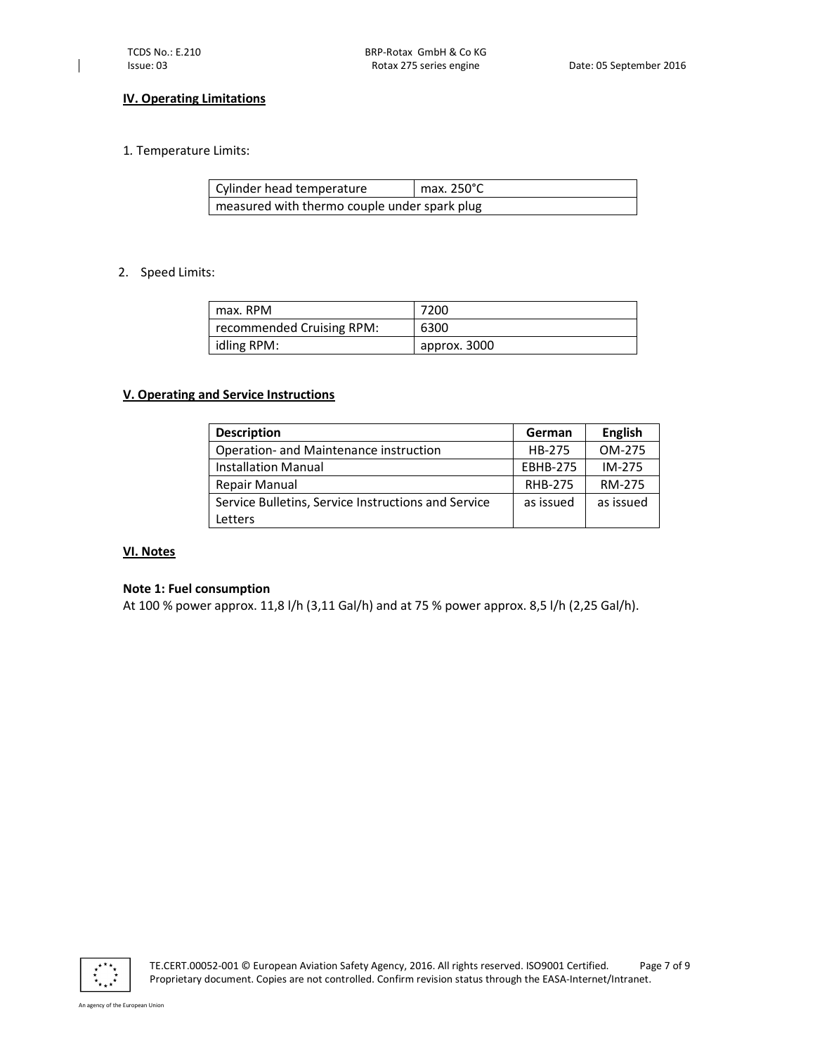## IV. Operating Limitations

1. Temperature Limits:

| Cylinder head temperature | max. 250°C |
|---|---|
| measured with thermo couple under spark plug | |

2. Speed Limits:

| max. RPM | 7200 |
|---|---|
| recommended Cruising RPM: | 6300 |
| idling RPM: | approx. 3000 |

## V. Operating and Service Instructions

| Description | German | English |
|---|---|---|
| Operation- and Maintenance instruction | HB-275 | OM-275 |
| Installation Manual | EBHB-275 | IM-275 |
| Repair Manual | RHB-275 | RM-275 |
| Service Bulletins, Service Instructions and Service Letters | as issued | as issued |

## VI. Notes

**Note 1: Fuel consumption**

At 100 % power approx. 11,8 l/h (3,11 Gal/h) and at 75 % power approx. 8,5 l/h (2,25 Gal/h).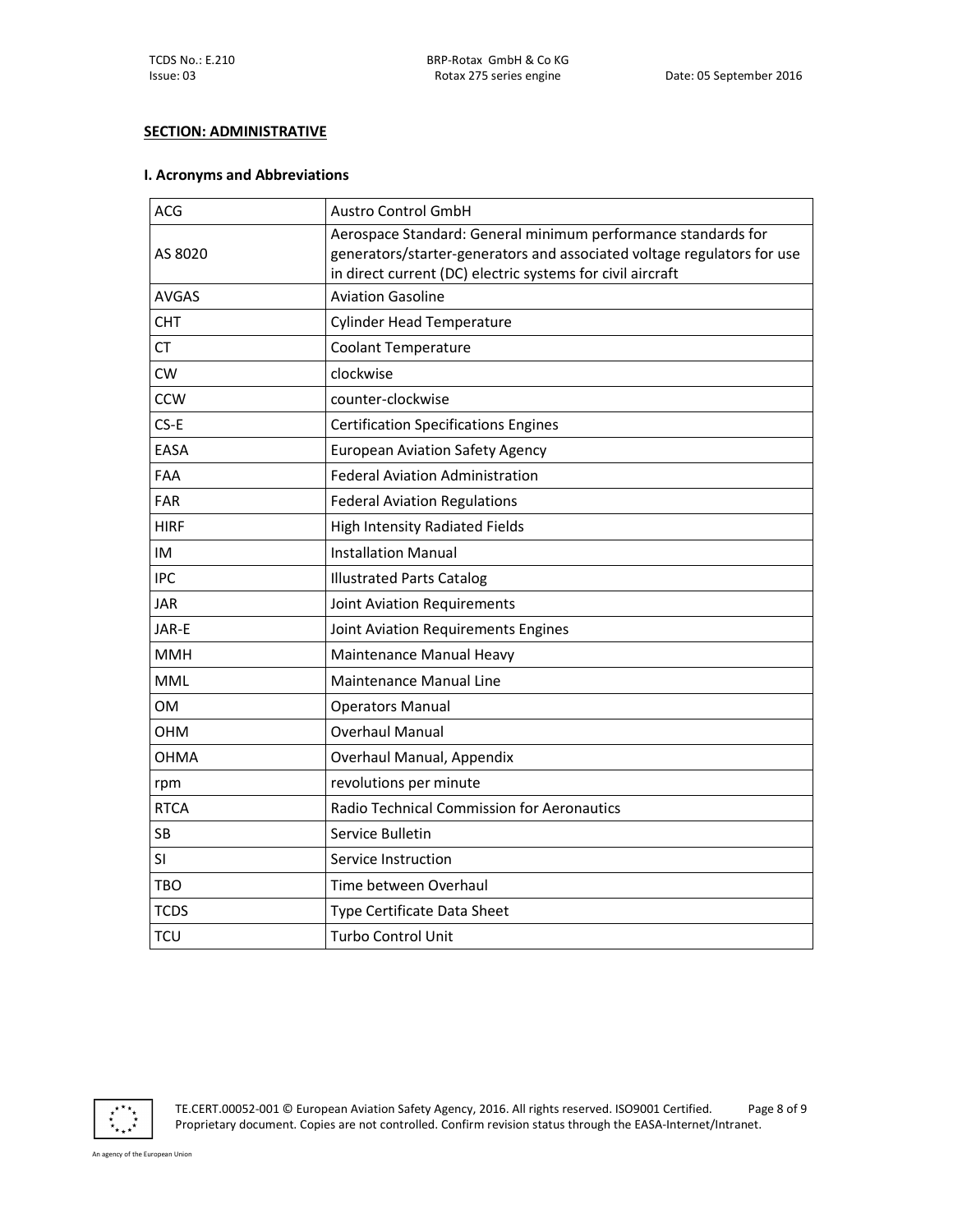**SECTION: ADMINISTRATIVE**

### I. Acronyms and Abbreviations

| | |
|---|---|
| ACG | Austro Control GmbH |
| AS 8020 | Aerospace Standard: General minimum performance standards for generators/starter-generators and associated voltage regulators for use in direct current (DC) electric systems for civil aircraft |
| AVGAS | Aviation Gasoline |
| CHT | Cylinder Head Temperature |
| CT | Coolant Temperature |
| CW | clockwise |
| CCW | counter-clockwise |
| CS-E | Certification Specifications Engines |
| EASA | European Aviation Safety Agency |
| FAA | Federal Aviation Administration |
| FAR | Federal Aviation Regulations |
| HIRF | High Intensity Radiated Fields |
| IM | Installation Manual |
| IPC | Illustrated Parts Catalog |
| JAR | Joint Aviation Requirements |
| JAR-E | Joint Aviation Requirements Engines |
| MMH | Maintenance Manual Heavy |
| MML | Maintenance Manual Line |
| OM | Operators Manual |
| OHM | Overhaul Manual |
| OHMA | Overhaul Manual, Appendix |
| rpm | revolutions per minute |
| RTCA | Radio Technical Commission for Aeronautics |
| SB | Service Bulletin |
| SI | Service Instruction |
| TBO | Time between Overhaul |
| TCDS | Type Certificate Data Sheet |
| TCU | Turbo Control Unit |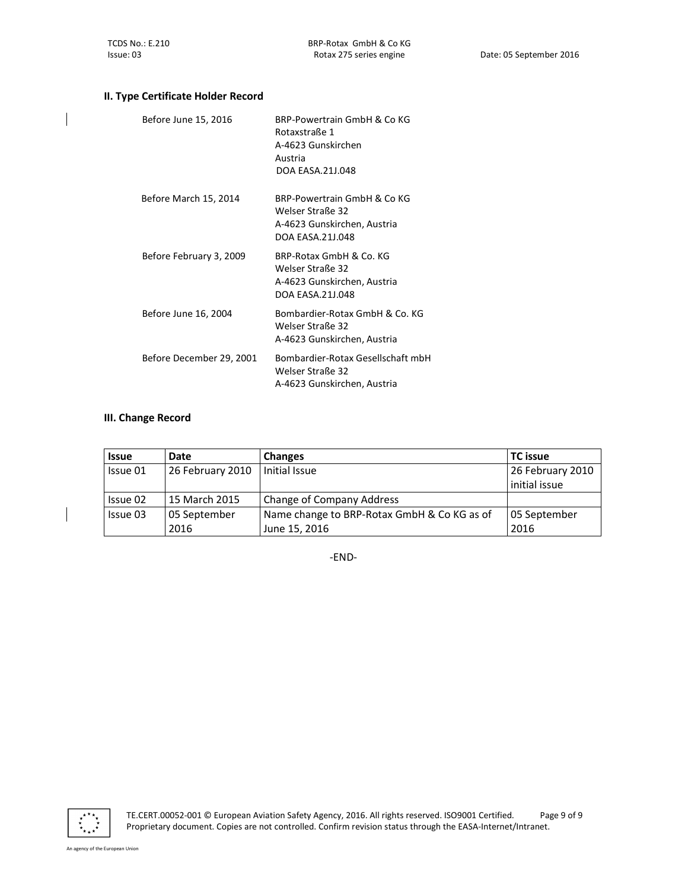## II. Type Certificate Holder Record

| | |
|---|---|
| Before June 15, 2016 | BRP-Powertrain GmbH & Co KG<br>Rotaxstraße 1<br>A-4623 Gunskirchen<br>Austria<br>DOA EASA.21J.048 |
| Before March 15, 2014 | BRP-Powertrain GmbH & Co KG<br>Welser Straße 32<br>A-4623 Gunskirchen, Austria<br>DOA EASA.21J.048 |
| Before February 3, 2009 | BRP-Rotax GmbH & Co. KG<br>Welser Straße 32<br>A-4623 Gunskirchen, Austria<br>DOA EASA.21J.048 |
| Before June 16, 2004 | Bombardier-Rotax GmbH & Co. KG<br>Welser Straße 32<br>A-4623 Gunskirchen, Austria |
| Before December 29, 2001 | Bombardier-Rotax Gesellschaft mbH<br>Welser Straße 32<br>A-4623 Gunskirchen, Austria |

## III. Change Record

| Issue | Date | Changes | TC issue |
|---|---|---|---|
| Issue 01 | 26 February 2010 | Initial Issue | 26 February 2010 initial issue |
| Issue 02 | 15 March 2015 | Change of Company Address | |
| Issue 03 | 05 September 2016 | Name change to BRP-Rotax GmbH & Co KG as of June 15, 2016 | 05 September 2016 |

-END-